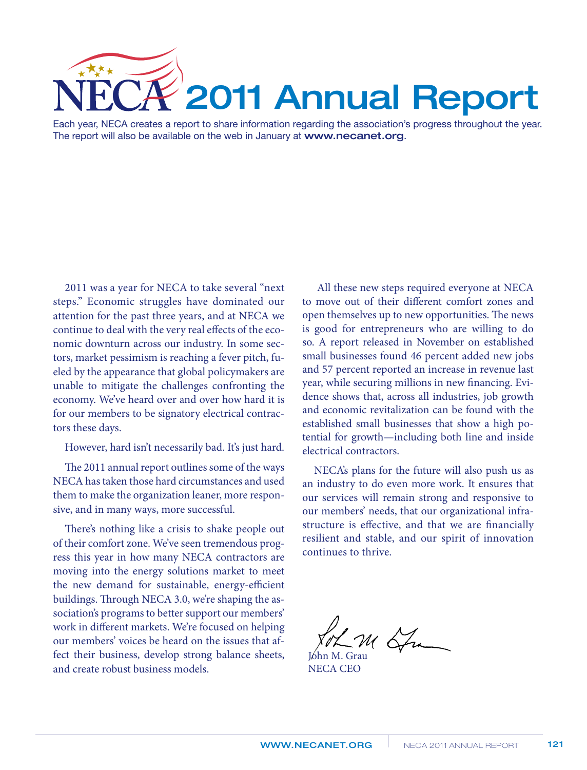# NECA 2011 Annual Report

Each year, NECA creates a report to share information regarding the association's progress throughout the year. The report will also be available on the web in January at **www.necanet.org**.

2011 was a year for NECA to take several "next steps." Economic struggles have dominated our attention for the past three years, and at NECA we continue to deal with the very real effects of the economic downturn across our industry. In some sectors, market pessimism is reaching a fever pitch, fueled by the appearance that global policymakers are unable to mitigate the challenges confronting the economy. We've heard over and over how hard it is for our members to be signatory electrical contractors these days.

However, hard isn't necessarily bad. It's just hard.

The 2011 annual report outlines some of the ways NECA has taken those hard circumstances and used them to make the organization leaner, more responsive, and in many ways, more successful.

There's nothing like a crisis to shake people out of their comfort zone. We've seen tremendous progress this year in how many NECA contractors are moving into the energy solutions market to meet the new demand for sustainable, energy-efficient buildings. Through NECA 3.0, we're shaping the association's programs to better support our members' work in different markets. We're focused on helping our members' voices be heard on the issues that affect their business, develop strong balance sheets, and create robust business models.

All these new steps required everyone at NECA to move out of their different comfort zones and open themselves up to new opportunities. The news is good for entrepreneurs who are willing to do so. A report released in November on established small businesses found 46 percent added new jobs and 57 percent reported an increase in revenue last year, while securing millions in new financing. Evidence shows that, across all industries, job growth and economic revitalization can be found with the established small businesses that show a high potential for growth—including both line and inside electrical contractors.

NECA's plans for the future will also push us as an industry to do even more work. It ensures that our services will remain strong and responsive to our members' needs, that our organizational infrastructure is effective, and that we are financially resilient and stable, and our spirit of innovation continues to thrive.

John M. Grau
NECA CEO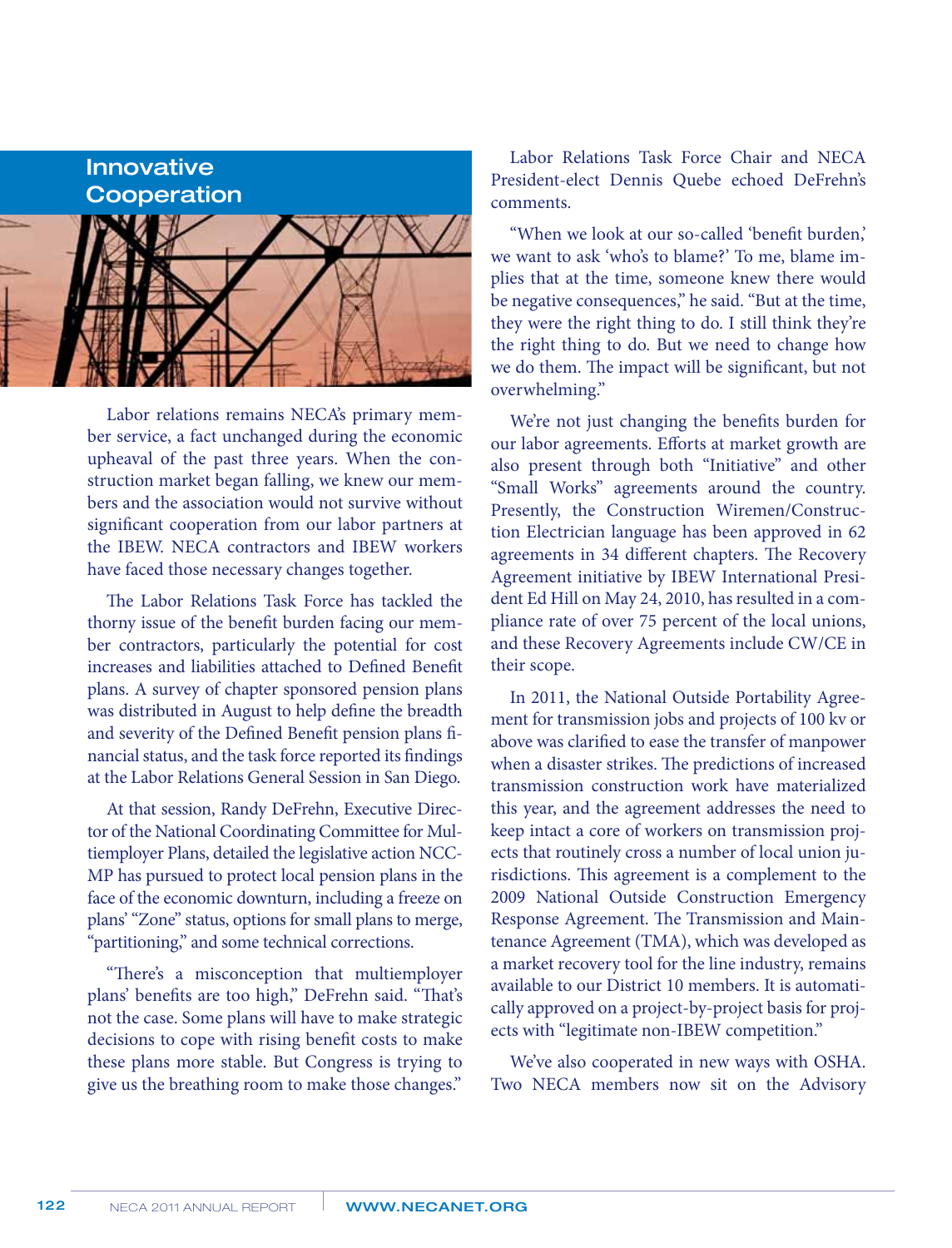## Innovative Cooperation

Labor relations remains NECA's primary member service, a fact unchanged during the economic upheaval of the past three years. When the construction market began falling, we knew our members and the association would not survive without significant cooperation from our labor partners at the IBEW. NECA contractors and IBEW workers have faced those necessary changes together.

The Labor Relations Task Force has tackled the thorny issue of the benefit burden facing our member contractors, particularly the potential for cost increases and liabilities attached to Defined Benefit plans. A survey of chapter sponsored pension plans was distributed in August to help define the breadth and severity of the Defined Benefit pension plans financial status, and the task force reported its findings at the Labor Relations General Session in San Diego.

At that session, Randy DeFrehn, Executive Director of the National Coordinating Committee for Multiemployer Plans, detailed the legislative action NCCMP has pursued to protect local pension plans in the face of the economic downturn, including a freeze on plans' "Zone" status, options for small plans to merge, "partitioning," and some technical corrections.

"There's a misconception that multiemployer plans' benefits are too high," DeFrehn said. "That's not the case. Some plans will have to make strategic decisions to cope with rising benefit costs to make these plans more stable. But Congress is trying to give us the breathing room to make those changes."

Labor Relations Task Force Chair and NECA President-elect Dennis Quebe echoed DeFrehn's comments.

"When we look at our so-called 'benefit burden,' we want to ask 'who's to blame?' To me, blame implies that at the time, someone knew there would be negative consequences," he said. "But at the time, they were the right thing to do. I still think they're the right thing to do. But we need to change how we do them. The impact will be significant, but not overwhelming."

We're not just changing the benefits burden for our labor agreements. Efforts at market growth are also present through both "Initiative" and other "Small Works" agreements around the country. Presently, the Construction Wiremen/Construction Electrician language has been approved in 62 agreements in 34 different chapters. The Recovery Agreement initiative by IBEW International President Ed Hill on May 24, 2010, has resulted in a compliance rate of over 75 percent of the local unions, and these Recovery Agreements include CW/CE in their scope.

In 2011, the National Outside Portability Agreement for transmission jobs and projects of 100 kv or above was clarified to ease the transfer of manpower when a disaster strikes. The predictions of increased transmission construction work have materialized this year, and the agreement addresses the need to keep intact a core of workers on transmission projects that routinely cross a number of local union jurisdictions. This agreement is a complement to the 2009 National Outside Construction Emergency Response Agreement. The Transmission and Maintenance Agreement (TMA), which was developed as a market recovery tool for the line industry, remains available to our District 10 members. It is automatically approved on a project-by-project basis for projects with "legitimate non-IBEW competition."

We've also cooperated in new ways with OSHA. Two NECA members now sit on the Advisory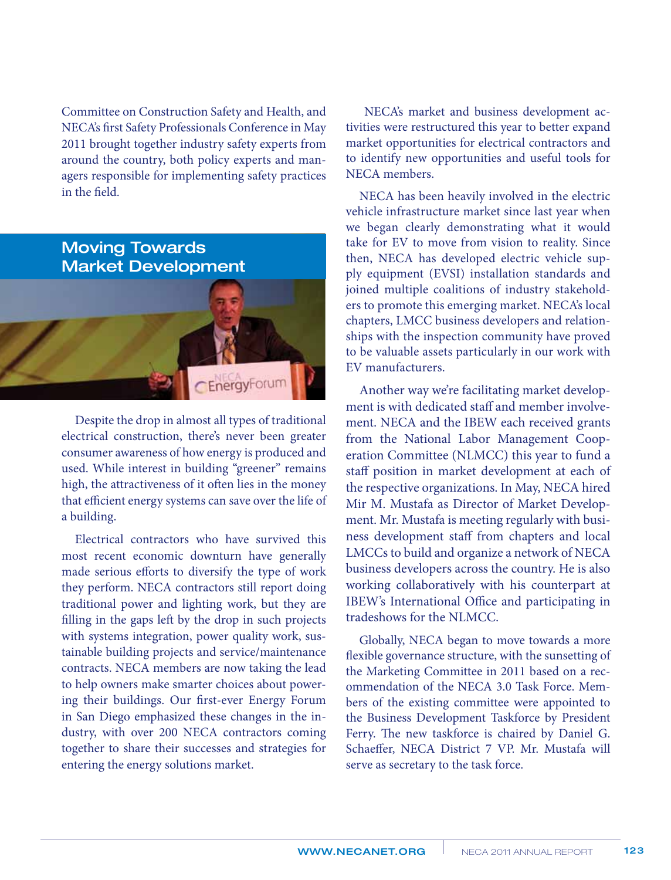Committee on Construction Safety and Health, and NECA's first Safety Professionals Conference in May 2011 brought together industry safety experts from around the country, both policy experts and managers responsible for implementing safety practices in the field.

## Moving Towards Market Development

Despite the drop in almost all types of traditional electrical construction, there's never been greater consumer awareness of how energy is produced and used. While interest in building "greener" remains high, the attractiveness of it often lies in the money that efficient energy systems can save over the life of a building.

Electrical contractors who have survived this most recent economic downturn have generally made serious efforts to diversify the type of work they perform. NECA contractors still report doing traditional power and lighting work, but they are filling in the gaps left by the drop in such projects with systems integration, power quality work, sustainable building projects and service/maintenance contracts. NECA members are now taking the lead to help owners make smarter choices about powering their buildings. Our first-ever Energy Forum in San Diego emphasized these changes in the industry, with over 200 NECA contractors coming together to share their successes and strategies for entering the energy solutions market.

NECA's market and business development activities were restructured this year to better expand market opportunities for electrical contractors and to identify new opportunities and useful tools for NECA members.

NECA has been heavily involved in the electric vehicle infrastructure market since last year when we began clearly demonstrating what it would take for EV to move from vision to reality. Since then, NECA has developed electric vehicle supply equipment (EVSI) installation standards and joined multiple coalitions of industry stakeholders to promote this emerging market. NECA's local chapters, LMCC business developers and relationships with the inspection community have proved to be valuable assets particularly in our work with EV manufacturers.

Another way we're facilitating market development is with dedicated staff and member involvement. NECA and the IBEW each received grants from the National Labor Management Cooperation Committee (NLMCC) this year to fund a staff position in market development at each of the respective organizations. In May, NECA hired Mir M. Mustafa as Director of Market Development. Mr. Mustafa is meeting regularly with business development staff from chapters and local LMCCs to build and organize a network of NECA business developers across the country. He is also working collaboratively with his counterpart at IBEW's International Office and participating in tradeshows for the NLMCC.

Globally, NECA began to move towards a more flexible governance structure, with the sunsetting of the Marketing Committee in 2011 based on a recommendation of the NECA 3.0 Task Force. Members of the existing committee were appointed to the Business Development Taskforce by President Ferry. The new taskforce is chaired by Daniel G. Schaeffer, NECA District 7 VP. Mr. Mustafa will serve as secretary to the task force.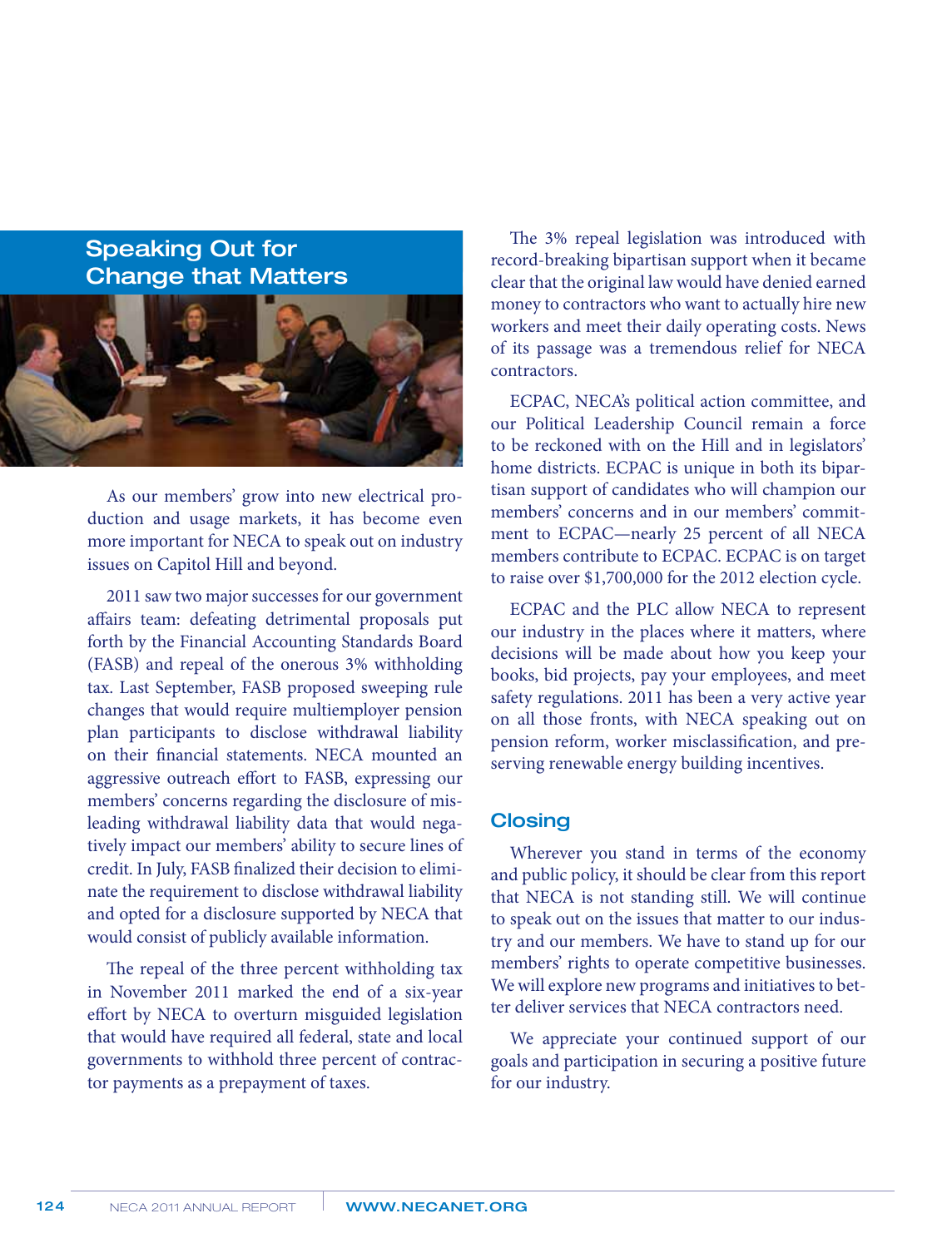## Speaking Out for Change that Matters

As our members' grow into new electrical production and usage markets, it has become even more important for NECA to speak out on industry issues on Capitol Hill and beyond.

2011 saw two major successes for our government affairs team: defeating detrimental proposals put forth by the Financial Accounting Standards Board (FASB) and repeal of the onerous 3% withholding tax. Last September, FASB proposed sweeping rule changes that would require multiemployer pension plan participants to disclose withdrawal liability on their financial statements. NECA mounted an aggressive outreach effort to FASB, expressing our members' concerns regarding the disclosure of misleading withdrawal liability data that would negatively impact our members' ability to secure lines of credit. In July, FASB finalized their decision to eliminate the requirement to disclose withdrawal liability and opted for a disclosure supported by NECA that would consist of publicly available information.

The repeal of the three percent withholding tax in November 2011 marked the end of a six-year effort by NECA to overturn misguided legislation that would have required all federal, state and local governments to withhold three percent of contractor payments as a prepayment of taxes.

The 3% repeal legislation was introduced with record-breaking bipartisan support when it became clear that the original law would have denied earned money to contractors who want to actually hire new workers and meet their daily operating costs. News of its passage was a tremendous relief for NECA contractors.

ECPAC, NECA's political action committee, and our Political Leadership Council remain a force to be reckoned with on the Hill and in legislators' home districts. ECPAC is unique in both its bipartisan support of candidates who will champion our members' concerns and in our members' commitment to ECPAC—nearly 25 percent of all NECA members contribute to ECPAC. ECPAC is on target to raise over $1,700,000 for the 2012 election cycle.

ECPAC and the PLC allow NECA to represent our industry in the places where it matters, where decisions will be made about how you keep your books, bid projects, pay your employees, and meet safety regulations. 2011 has been a very active year on all those fronts, with NECA speaking out on pension reform, worker misclassification, and preserving renewable energy building incentives.

## Closing

Wherever you stand in terms of the economy and public policy, it should be clear from this report that NECA is not standing still. We will continue to speak out on the issues that matter to our industry and our members. We have to stand up for our members' rights to operate competitive businesses. We will explore new programs and initiatives to better deliver services that NECA contractors need.

We appreciate your continued support of our goals and participation in securing a positive future for our industry.